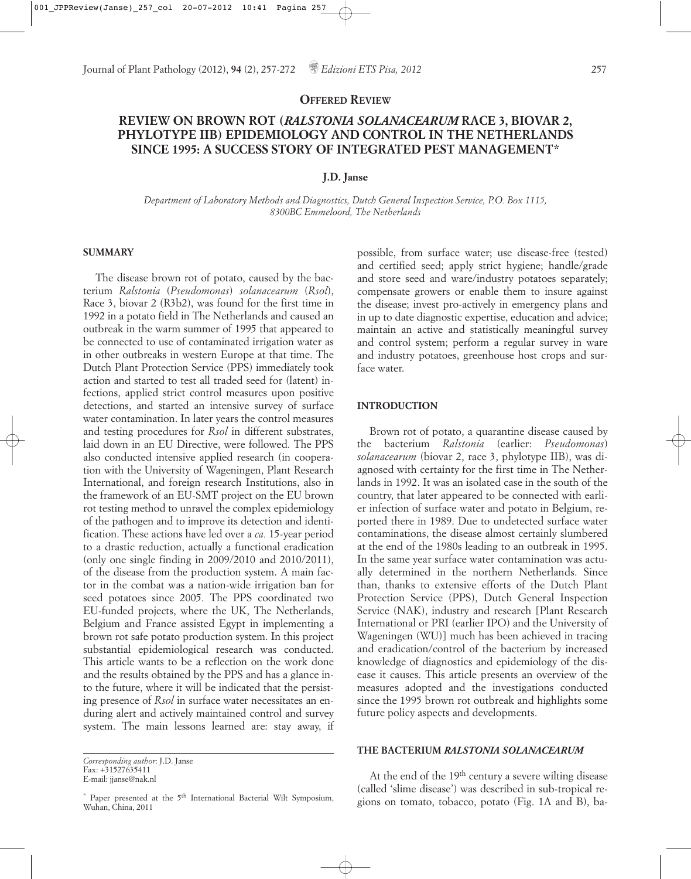**OFFERED REVIEW**

# REVIEW ON BROWN ROT (*RALSTONIA SOLANACEARUM* RACE 3, BIOVAR 2, PHYLOTYPE IIB) EPIDEMIOLOGY AND CONTROL IN THE NETHERLANDS SINCE 1995: A SUCCESS STORY OF INTEGRATED PEST MANAGEMENT*

**J.D. Janse**

*Department of Laboratory Methods and Diagnostics, Dutch General Inspection Service, P.O. Box 1115, 8300BC Emmeloord, The Netherlands*

## SUMMARY

The disease brown rot of potato, caused by the bacterium *Ralstonia* (*Pseudomonas*) *solanacearum* (*Rsol*), Race 3, biovar 2 (R3b2), was found for the first time in 1992 in a potato field in The Netherlands and caused an outbreak in the warm summer of 1995 that appeared to be connected to use of contaminated irrigation water as in other outbreaks in western Europe at that time. The Dutch Plant Protection Service (PPS) immediately took action and started to test all traded seed for (latent) infections, applied strict control measures upon positive detections, and started an intensive survey of surface water contamination. In later years the control measures and testing procedures for *Rsol* in different substrates, laid down in an EU Directive, were followed. The PPS also conducted intensive applied research (in cooperation with the University of Wageningen, Plant Research International, and foreign research Institutions, also in the framework of an EU-SMT project on the EU brown rot testing method to unravel the complex epidemiology of the pathogen and to improve its detection and identification. These actions have led over a *ca.* 15-year period to a drastic reduction, actually a functional eradication (only one single finding in 2009/2010 and 2010/2011), of the disease from the production system. A main factor in the combat was a nation-wide irrigation ban for seed potatoes since 2005. The PPS coordinated two EU-funded projects, where the UK, The Netherlands, Belgium and France assisted Egypt in implementing a brown rot safe potato production system. In this project substantial epidemiological research was conducted. This article wants to be a reflection on the work done and the results obtained by the PPS and has a glance into the future, where it will be indicated that the persisting presence of *Rsol* in surface water necessitates an enduring alert and actively maintained control and survey system. The main lessons learned are: stay away, if possible, from surface water; use disease-free (tested) and certified seed; apply strict hygiene; handle/grade and store seed and ware/industry potatoes separately; compensate growers or enable them to insure against the disease; invest pro-actively in emergency plans and in up to date diagnostic expertise, education and advice; maintain an active and statistically meaningful survey and control system; perform a regular survey in ware and industry potatoes, greenhouse host crops and surface water.

## INTRODUCTION

Brown rot of potato, a quarantine disease caused by the bacterium *Ralstonia* (earlier: *Pseudomonas*) *solanacearum* (biovar 2, race 3, phylotype IIB), was diagnosed with certainty for the first time in The Netherlands in 1992. It was an isolated case in the south of the country, that later appeared to be connected with earlier infection of surface water and potato in Belgium, reported there in 1989. Due to undetected surface water contaminations, the disease almost certainly slumbered at the end of the 1980s leading to an outbreak in 1995. In the same year surface water contamination was actually determined in the northern Netherlands. Since than, thanks to extensive efforts of the Dutch Plant Protection Service (PPS), Dutch General Inspection Service (NAK), industry and research [Plant Research International or PRI (earlier IPO) and the University of Wageningen (WU)] much has been achieved in tracing and eradication/control of the bacterium by increased knowledge of diagnostics and epidemiology of the disease it causes. This article presents an overview of the measures adopted and the investigations conducted since the 1995 brown rot outbreak and highlights some future policy aspects and developments.

## THE BACTERIUM *RALSTONIA SOLANACEARUM*

At the end of the 19th century a severe wilting disease (called 'slime disease') was described in sub-tropical regions on tomato, tobacco, potato (Fig. 1A and B), ba-

---

*Corresponding author*: J.D. Janse
Fax: +31527635411
E-mail: jjanse@nak.nl

\* Paper presented at the 5th International Bacterial Wilt Symposium, Wuhan, China, 2011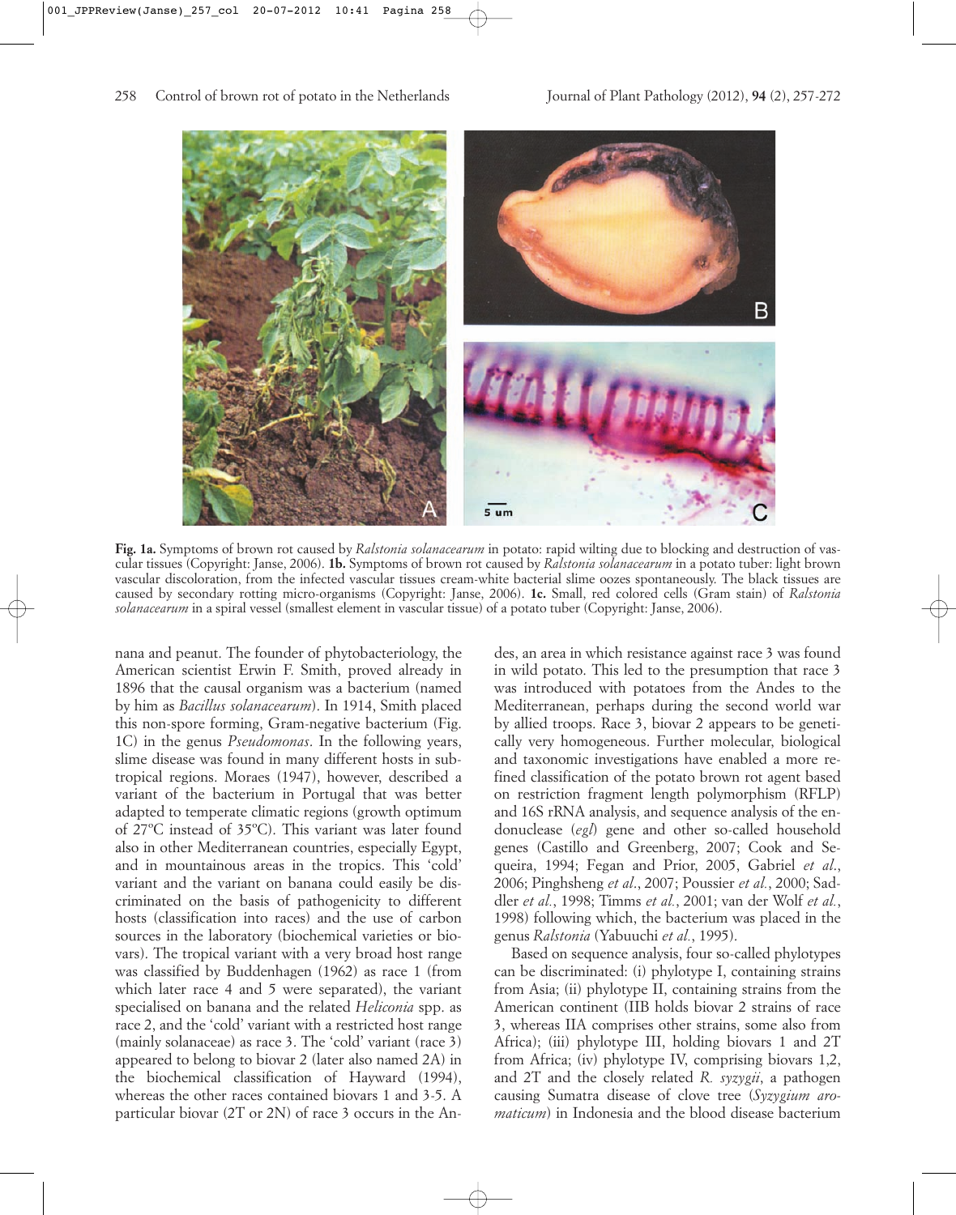**Fig. 1a.** Symptoms of brown rot caused by *Ralstonia solanacearum* in potato: rapid wilting due to blocking and destruction of vascular tissues (Copyright: Janse, 2006). **1b.** Symptoms of brown rot caused by *Ralstonia solanacearum* in a potato tuber: light brown vascular discoloration, from the infected vascular tissues cream-white bacterial slime oozes spontaneously. The black tissues are caused by secondary rotting micro-organisms (Copyright: Janse, 2006). **1c.** Small, red colored cells (Gram stain) of *Ralstonia solanacearum* in a spiral vessel (smallest element in vascular tissue) of a potato tuber (Copyright: Janse, 2006).

nana and peanut. The founder of phytobacteriology, the American scientist Erwin F. Smith, proved already in 1896 that the causal organism was a bacterium (named by him as *Bacillus solanacearum*). In 1914, Smith placed this non-spore forming, Gram-negative bacterium (Fig. 1C) in the genus *Pseudomonas*. In the following years, slime disease was found in many different hosts in subtropical regions. Moraes (1947), however, described a variant of the bacterium in Portugal that was better adapted to temperate climatic regions (growth optimum of 27ºC instead of 35ºC). This variant was later found also in other Mediterranean countries, especially Egypt, and in mountainous areas in the tropics. This 'cold' variant and the variant on banana could easily be discriminated on the basis of pathogenicity to different hosts (classification into races) and the use of carbon sources in the laboratory (biochemical varieties or biovars). The tropical variant with a very broad host range was classified by Buddenhagen (1962) as race 1 (from which later race 4 and 5 were separated), the variant specialised on banana and the related *Heliconia* spp. as race 2, and the 'cold' variant with a restricted host range (mainly solanaceae) as race 3. The 'cold' variant (race 3) appeared to belong to biovar 2 (later also named 2A) in the biochemical classification of Hayward (1994), whereas the other races contained biovars 1 and 3-5. A particular biovar (2T or 2N) of race 3 occurs in the Andes, an area in which resistance against race 3 was found in wild potato. This led to the presumption that race 3 was introduced with potatoes from the Andes to the Mediterranean, perhaps during the second world war by allied troops. Race 3, biovar 2 appears to be genetically very homogeneous. Further molecular, biological and taxonomic investigations have enabled a more refined classification of the potato brown rot agent based on restriction fragment length polymorphism (RFLP) and 16S rRNA analysis, and sequence analysis of the endonuclease (*egl*) gene and other so-called household genes (Castillo and Greenberg, 2007; Cook and Sequeira, 1994; Fegan and Prior, 2005, Gabriel *et al.*, 2006; Pinghsheng *et al.*, 2007; Poussier *et al.*, 2000; Saddler *et al.*, 1998; Timms *et al.*, 2001; van der Wolf *et al.*, 1998) following which, the bacterium was placed in the genus *Ralstonia* (Yabuuchi *et al.*, 1995).

Based on sequence analysis, four so-called phylotypes can be discriminated: (i) phylotype I, containing strains from Asia; (ii) phylotype II, containing strains from the American continent (IIB holds biovar 2 strains of race 3, whereas IIA comprises other strains, some also from Africa); (iii) phylotype III, holding biovars 1 and 2T from Africa; (iv) phylotype IV, comprising biovars 1,2, and 2T and the closely related *R. syzygii*, a pathogen causing Sumatra disease of clove tree (*Syzygium aromaticum*) in Indonesia and the blood disease bacterium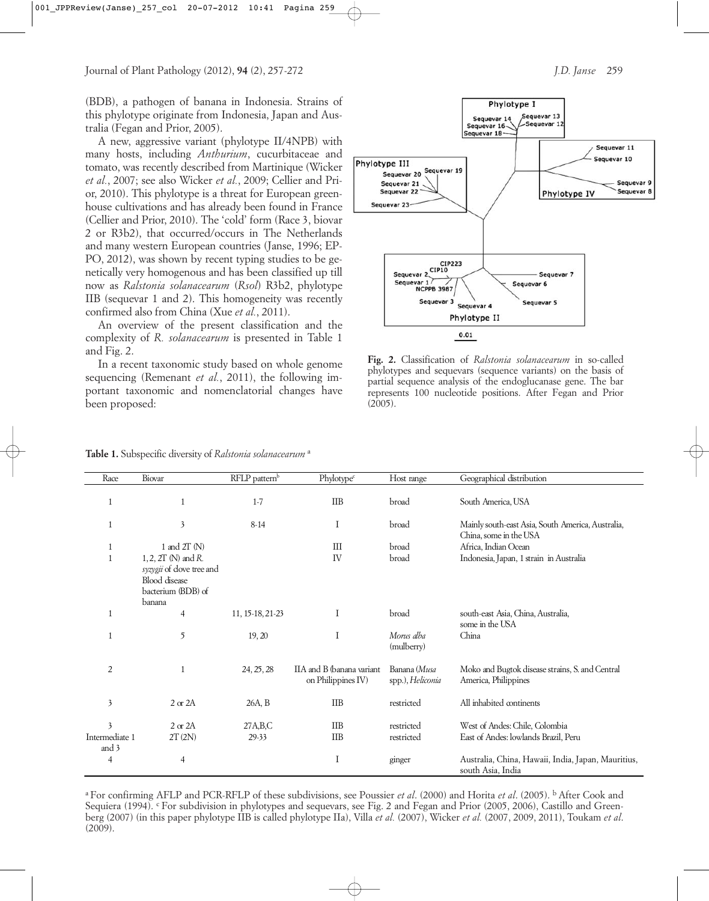(BDB), a pathogen of banana in Indonesia. Strains of this phylotype originate from Indonesia, Japan and Australia (Fegan and Prior, 2005).

A new, aggressive variant (phylotype II/4NPB) with many hosts, including *Anthurium*, cucurbitaceae and tomato, was recently described from Martinique (Wicker *et al.*, 2007; see also Wicker *et al.*, 2009; Cellier and Prior, 2010). This phylotype is a threat for European greenhouse cultivations and has already been found in France (Cellier and Prior, 2010). The 'cold' form (Race 3, biovar 2 or R3b2), that occurred/occurs in The Netherlands and many western European countries (Janse, 1996; EPPO, 2012), was shown by recent typing studies to be genetically very homogenous and has been classified up till now as *Ralstonia solanacearum* (*Rsol*) R3b2, phylotype IIB (sequevar 1 and 2). This homogeneity was recently confirmed also from China (Xue *et al.*, 2011).

An overview of the present classification and the complexity of *R. solanacearum* is presented in Table 1 and Fig. 2.

In a recent taxonomic study based on whole genome sequencing (Remenant *et al.*, 2011), the following important taxonomic and nomenclatorial changes have been proposed:

**Fig. 2.** Classification of *Ralstonia solanacearum* in so-called phylotypes and sequevars (sequence variants) on the basis of partial sequence analysis of the endoglucanase gene. The bar represents 100 nucleotide positions. After Fegan and Prior (2005).

**Table 1.** Subspecific diversity of *Ralstonia solanacearum* [a]

| Race | Biovar | RFLP pattern[b] | Phylotype[c] | Host range | Geographical distribution |
|---|---|---|---|---|---|
| 1 | 1 | 1-7 | IIB | broad | South America, USA |
| 1 | 3 | 8-14 | I | broad | Mainly south-east Asia, South America, Australia, China, some in the USA |
| 1 | 1 and 2T (N) | | III | broad | Africa, Indian Ocean |
| 1 | 1, 2, 2T (N) and *R. syzygii* of dove tree and Blood disease bacterium (BDB) of banana | | IV | broad | Indonesia, Japan, 1 strain in Australia |
| 1 | 4 | 11, 15-18, 21-23 | I | broad | south-east Asia, China, Australia, some in the USA |
| 1 | 5 | 19, 20 | I | *Morus alba* (mulberry) | China |
| 2 | 1 | 24, 25, 28 | IIA and B (banana variant on Philippines IV) | Banana (*Musa* spp.), *Heliconia* | Moko and Bugtok disease strains, S. and Central America, Philippines |
| 3 | 2 or 2A | 26A, B | IIB | restricted | All inhabited continents |
| 3 | 2 or 2A | 27A,B,C | IIB | restricted | West of Andes: Chile, Colombia |
| Intermediate 1 and 3 | 2T (2N) | 29-33 | IIB | restricted | East of Andes: lowlands Brazil, Peru |
| 4 | 4 | | I | ginger | Australia, China, Hawaii, India, Japan, Mauritius, south Asia, India |

[a] For confirming AFLP and PCR-RFLP of these subdivisions, see Poussier *et al*. (2000) and Horita *et al*. (2005). [b] After Cook and Sequiera (1994). [c] For subdivision in phylotypes and sequevars, see Fig. 2 and Fegan and Prior (2005, 2006), Castillo and Greenberg (2007) (in this paper phylotype IIB is called phylotype IIa), Villa *et al.* (2007), Wicker *et al.* (2007, 2009, 2011), Toukam *et al*. (2009).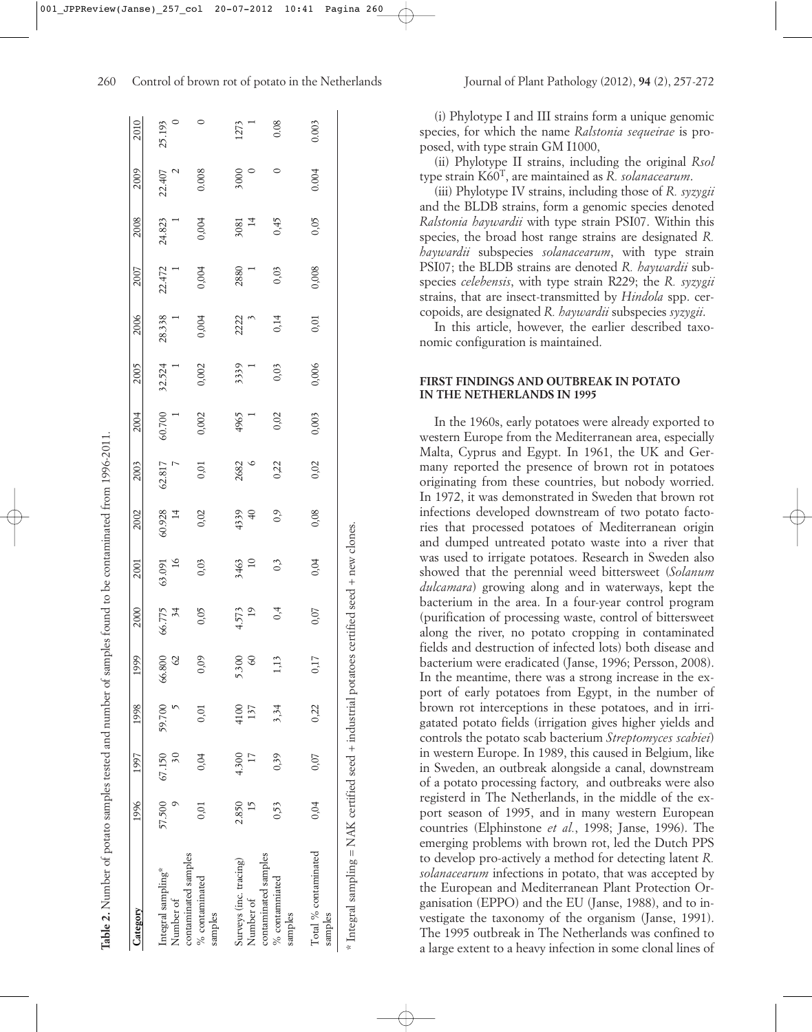**Table 2.** Number of potato samples tested and number of samples found to be contaminated from 1996-2011.

| Category | 1996 | 1997 | 1998 | 1999 | 2000 | 2001 | 2002 | 2003 | 2004 | 2005 | 2006 | 2007 | 2008 | 2009 | 2010 |
|---|---|---|---|---|---|---|---|---|---|---|---|---|---|---|---|
| Integral sampling* | 57.500 | 67.150 | 59.700 | 66.800 | 66.775 | 63.091 | 60.928 | 62.817 | 60.700 | 32.524 | 28.338 | 22.472 | 24.823 | 22.407 | 25.193 |
| Number of contaminated samples | 9 | 30 | 5 | 62 | 34 | 16 | 14 | 7 | 1 | 1 | 1 | 1 | 1 | 2 | 0 |
| % contaminated samples | 0,01 | 0,04 | 0,01 | 0,09 | 0,05 | 0,03 | 0,02 | 0,01 | 0,002 | 0,002 | 0,004 | 0,004 | 0,004 | 0.008 | 0 |
| Surveys (inc. tracing) | 2.850 | 4.300 | 4100 | 5.300 | 4.573 | 3463 | 4339 | 2682 | 4965 | 3339 | 2222 | 2880 | 3081 | 3000 | 1273 |
| Number of contaminated samples | 15 | 17 | 137 | 60 | 19 | 10 | 40 | 6 | 1 | 1 | 3 | 1 | 14 | 0 | 1 |
| % contamniated samples | 0,53 | 0,39 | 3,34 | 1,13 | 0,4 | 0,3 | 0,9 | 0,22 | 0,02 | 0,03 | 0,14 | 0,03 | 0,45 | 0 | 0.08 |
| Total % contaminated samples | 0,04 | 0,07 | 0,22 | 0,17 | 0,07 | 0,04 | 0,08 | 0,02 | 0,003 | 0,006 | 0,01 | 0,008 | 0,05 | 0.004 | 0.003 |

\* Integral sampling = NAK certified seed + industrial potatoes certified seed + new clones.

(i) Phylotype I and III strains form a unique genomic species, for which the name *Ralstonia sequeirae* is proposed, with type strain GM I1000,

(ii) Phylotype II strains, including the original *Rsol* type strain K60$^T$, are maintained as *R. solanacearum*.

(iii) Phylotype IV strains, including those of *R. syzygii* and the BLDB strains, form a genomic species denoted *Ralstonia haywardii* with type strain PSI07. Within this species, the broad host range strains are designated *R. haywardii* subspecies *solanacearum*, with type strain PSI07; the BLDB strains are denoted *R. haywardii* subspecies *celebensis*, with type strain R229; the *R. syzygii* strains, that are insect-transmitted by *Hindola* spp. cercopoids, are designated *R. haywardii* subspecies *syzygii*.

In this article, however, the earlier described taxonomic configuration is maintained.

## FIRST FINDINGS AND OUTBREAK IN POTATO IN THE NETHERLANDS IN 1995

In the 1960s, early potatoes were already exported to western Europe from the Mediterranean area, especially Malta, Cyprus and Egypt. In 1961, the UK and Germany reported the presence of brown rot in potatoes originating from these countries, but nobody worried. In 1972, it was demonstrated in Sweden that brown rot infections developed downstream of two potato factories that processed potatoes of Mediterranean origin and dumped untreated potato waste into a river that was used to irrigate potatoes. Research in Sweden also showed that the perennial weed bittersweet (*Solanum dulcamara*) growing along and in waterways, kept the bacterium in the area. In a four-year control program (purification of processing waste, control of bittersweet along the river, no potato cropping in contaminated fields and destruction of infected lots) both disease and bacterium were eradicated (Janse, 1996; Persson, 2008). In the meantime, there was a strong increase in the export of early potatoes from Egypt, in the number of brown rot interceptions in these potatoes, and in irrigatated potato fields (irrigation gives higher yields and controls the potato scab bacterium *Streptomyces scabiei*) in western Europe. In 1989, this caused in Belgium, like in Sweden, an outbreak alongside a canal, downstream of a potato processing factory, and outbreaks were also registerd in The Netherlands, in the middle of the export season of 1995, and in many western European countries (Elphinstone *et al.*, 1998; Janse, 1996). The emerging problems with brown rot, led the Dutch PPS to develop pro-actively a method for detecting latent *R. solanacearum* infections in potato, that was accepted by the European and Mediterranean Plant Protection Organisation (EPPO) and the EU (Janse, 1988), and to investigate the taxonomy of the organism (Janse, 1991). The 1995 outbreak in The Netherlands was confined to a large extent to a heavy infection in some clonal lines of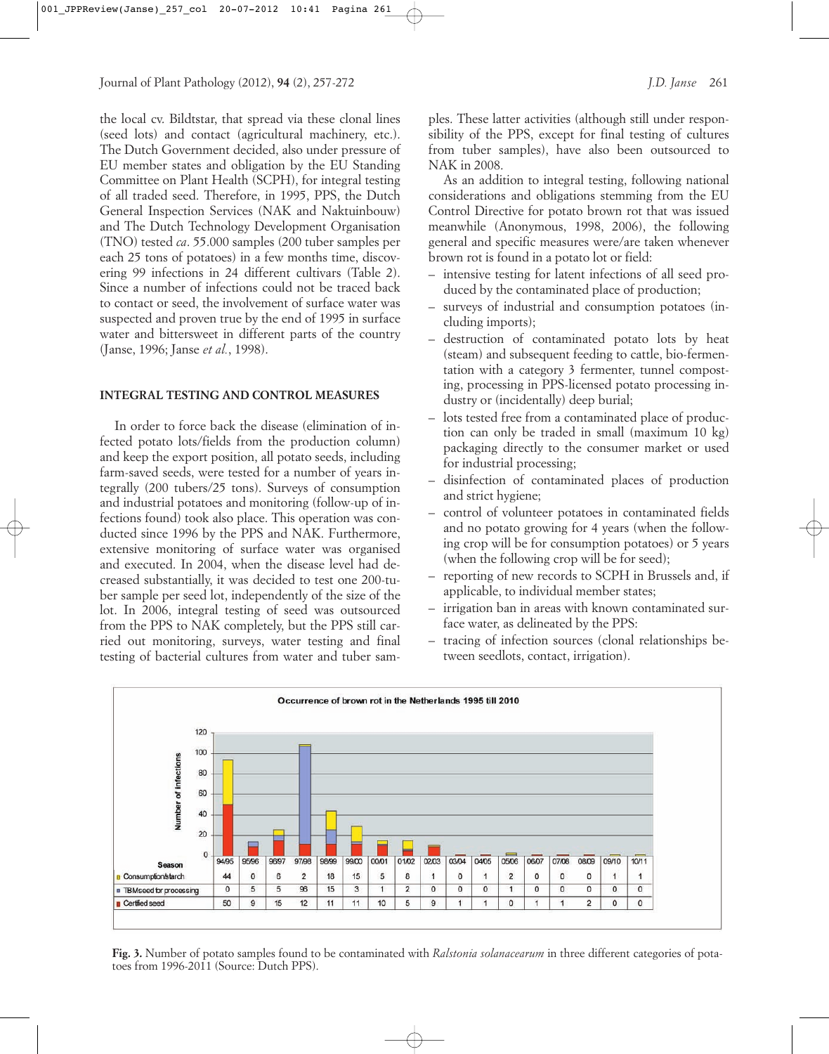the local cv. Bildtstar, that spread via these clonal lines (seed lots) and contact (agricultural machinery, etc.). The Dutch Government decided, also under pressure of EU member states and obligation by the EU Standing Committee on Plant Health (SCPH), for integral testing of all traded seed. Therefore, in 1995, PPS, the Dutch General Inspection Services (NAK and Naktuinbouw) and The Dutch Technology Development Organisation (TNO) tested *ca*. 55.000 samples (200 tuber samples per each 25 tons of potatoes) in a few months time, discovering 99 infections in 24 different cultivars (Table 2). Since a number of infections could not be traced back to contact or seed, the involvement of surface water was suspected and proven true by the end of 1995 in surface water and bittersweet in different parts of the country (Janse, 1996; Janse *et al.*, 1998).

## INTEGRAL TESTING AND CONTROL MEASURES

In order to force back the disease (elimination of infected potato lots/fields from the production column) and keep the export position, all potato seeds, including farm-saved seeds, were tested for a number of years integrally (200 tubers/25 tons). Surveys of consumption and industrial potatoes and monitoring (follow-up of infections found) took also place. This operation was conducted since 1996 by the PPS and NAK. Furthermore, extensive monitoring of surface water was organised and executed. In 2004, when the disease level had decreased substantially, it was decided to test one 200-tuber sample per seed lot, independently of the size of the lot. In 2006, integral testing of seed was outsourced from the PPS to NAK completely, but the PPS still carried out monitoring, surveys, water testing and final testing of bacterial cultures from water and tuber samples. These latter activities (although still under responsibility of the PPS, except for final testing of cultures from tuber samples), have also been outsourced to NAK in 2008.

As an addition to integral testing, following national considerations and obligations stemming from the EU Control Directive for potato brown rot that was issued meanwhile (Anonymous, 1998, 2006), the following general and specific measures were/are taken whenever brown rot is found in a potato lot or field:

- intensive testing for latent infections of all seed produced by the contaminated place of production;
- surveys of industrial and consumption potatoes (including imports);
- destruction of contaminated potato lots by heat (steam) and subsequent feeding to cattle, bio-fermentation with a category 3 fermenter, tunnel composting, processing in PPS-licensed potato processing industry or (incidentally) deep burial;
- lots tested free from a contaminated place of production can only be traded in small (maximum 10 kg) packaging directly to the consumer market or used for industrial processing;
- disinfection of contaminated places of production and strict hygiene;
- control of volunteer potatoes in contaminated fields and no potato growing for 4 years (when the following crop will be for consumption potatoes) or 5 years (when the following crop will be for seed);
- reporting of new records to SCPH in Brussels and, if applicable, to individual member states;
- irrigation ban in areas with known contaminated surface water, as delineated by the PPS:
- tracing of infection sources (clonal relationships between seedlots, contact, irrigation).

**Occurrence of brown rot in the Netherlands 1995 till 2010**

| Season | 94/95 | 95/96 | 96/97 | 97/98 | 98/99 | 99/00 | 00/01 | 01/02 | 02/03 | 03/04 | 04/05 | 05/06 | 06/07 | 07/08 | 08/09 | 09/10 | 10/11 |
|---|---|---|---|---|---|---|---|---|---|---|---|---|---|---|---|---|---|
| Consumption/starch | 44 | 0 | 6 | 2 | 18 | 15 | 5 | 6 | 1 | 0 | 1 | 2 | 0 | 0 | 0 | 1 | 1 |
| TBM seed for processing | 0 | 5 | 5 | 96 | 15 | 3 | 1 | 2 | 0 | 0 | 0 | 1 | 0 | 0 | 0 | 0 | 0 |
| Certified seed | 50 | 9 | 15 | 12 | 11 | 11 | 10 | 5 | 9 | 1 | 1 | 0 | 1 | 1 | 2 | 0 | 0 |

**Fig. 3.** Number of potato samples found to be contaminated with *Ralstonia solanacearum* in three different categories of potatoes from 1996-2011 (Source: Dutch PPS).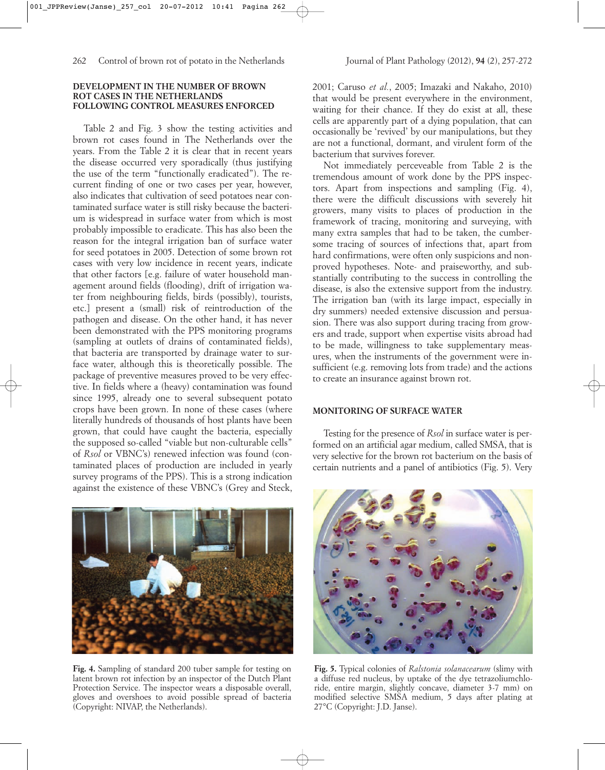## DEVELOPMENT IN THE NUMBER OF BROWN ROT CASES IN THE NETHERLANDS FOLLOWING CONTROL MEASURES ENFORCED

Table 2 and Fig. 3 show the testing activities and brown rot cases found in The Netherlands over the years. From the Table 2 it is clear that in recent years the disease occurred very sporadically (thus justifying the use of the term "functionally eradicated"). The recurrent finding of one or two cases per year, however, also indicates that cultivation of seed potatoes near contaminated surface water is still risky because the bacterium is widespread in surface water from which is most probably impossible to eradicate. This has also been the reason for the integral irrigation ban of surface water for seed potatoes in 2005. Detection of some brown rot cases with very low incidence in recent years, indicate that other factors [e.g. failure of water household management around fields (flooding), drift of irrigation water from neighbouring fields, birds (possibly), tourists, etc.] present a (small) risk of reintroduction of the pathogen and disease. On the other hand, it has never been demonstrated with the PPS monitoring programs (sampling at outlets of drains of contaminated fields), that bacteria are transported by drainage water to surface water, although this is theoretically possible. The package of preventive measures proved to be very effective. In fields where a (heavy) contamination was found since 1995, already one to several subsequent potato crops have been grown. In none of these cases (where literally hundreds of thousands of host plants have been grown, that could have caught the bacteria, especially the supposed so-called "viable but non-culturable cells" of *Rsol* or VBNC's) renewed infection was found (contaminated places of production are included in yearly survey programs of the PPS). This is a strong indication against the existence of these VBNC's (Grey and Steck, 2001; Caruso *et al.*, 2005; Imazaki and Nakaho, 2010) that would be present everywhere in the environment, waiting for their chance. If they do exist at all, these cells are apparently part of a dying population, that can occasionally be 'revived' by our manipulations, but they are not a functional, dormant, and virulent form of the bacterium that survives forever.

Not immediately perceveable from Table 2 is the tremendous amount of work done by the PPS inspectors. Apart from inspections and sampling (Fig. 4), there were the difficult discussions with severely hit growers, many visits to places of production in the framework of tracing, monitoring and surveying, with many extra samples that had to be taken, the cumbersome tracing of sources of infections that, apart from hard confirmations, were often only suspicions and non-proved hypotheses. Note- and praiseworthy, and substantially contributing to the success in controlling the disease, is also the extensive support from the industry. The irrigation ban (with its large impact, especially in dry summers) needed extensive discussion and persuasion. There was also support during tracing from growers and trade, support when expertise visits abroad had to be made, willingness to take supplementary measures, when the instruments of the government were insufficient (e.g. removing lots from trade) and the actions to create an insurance against brown rot.

## MONITORING OF SURFACE WATER

Testing for the presence of *Rsol* in surface water is performed on an artificial agar medium, called SMSA, that is very selective for the brown rot bacterium on the basis of certain nutrients and a panel of antibiotics (Fig. 5). Very

**Fig. 4.** Sampling of standard 200 tuber sample for testing on latent brown rot infection by an inspector of the Dutch Plant Protection Service. The inspector wears a disposable overall, gloves and overshoes to avoid possible spread of bacteria (Copyright: NIVAP, the Netherlands).

**Fig. 5.** Typical colonies of *Ralstonia solanacearum* (slimy with a diffuse red nucleus, by uptake of the dye tetrazoliumchloride, entire margin, slightly concave, diameter 3-7 mm) on modified selective SMSA medium, 5 days after plating at 27°C (Copyright: J.D. Janse).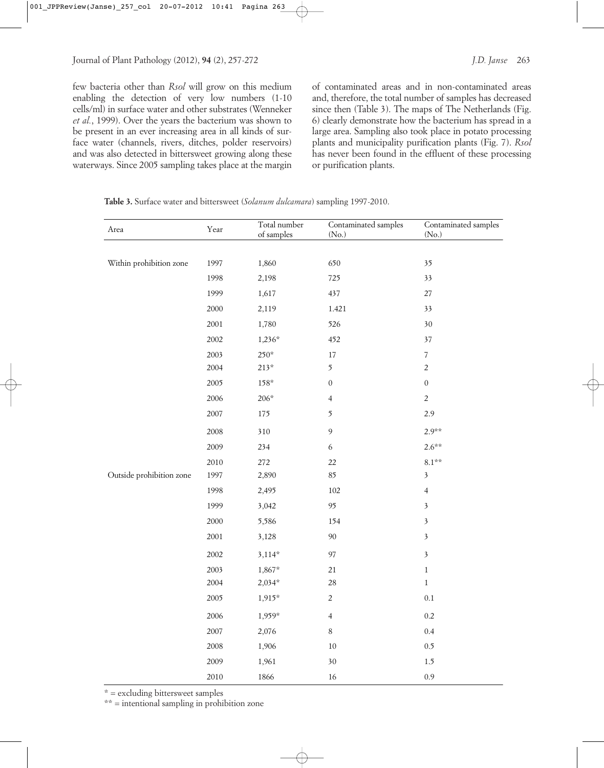few bacteria other than *Rsol* will grow on this medium enabling the detection of very low numbers (1-10 cells/ml) in surface water and other substrates (Wenneker *et al.*, 1999). Over the years the bacterium was shown to be present in an ever increasing area in all kinds of surface water (channels, rivers, ditches, polder reservoirs) and was also detected in bittersweet growing along these waterways. Since 2005 sampling takes place at the margin of contaminated areas and in non-contaminated areas and, therefore, the total number of samples has decreased since then (Table 3). The maps of The Netherlands (Fig. 6) clearly demonstrate how the bacterium has spread in a large area. Sampling also took place in potato processing plants and municipality purification plants (Fig. 7). *Rsol* has never been found in the effluent of these processing or purification plants.

**Table 3.** Surface water and bittersweet (*Solanum dulcamara*) sampling 1997-2010.

| Area | Year | Total number of samples | Contaminated samples (No.) | Contaminated samples (No.) |
|---|---|---|---|---|
| Within prohibition zone | 1997 | 1,860 | 650 | 35 |
| | 1998 | 2,198 | 725 | 33 |
| | 1999 | 1,617 | 437 | 27 |
| | 2000 | 2,119 | 1.421 | 33 |
| | 2001 | 1,780 | 526 | 30 |
| | 2002 | 1,236* | 452 | 37 |
| | 2003 | 250* | 17 | 7 |
| | 2004 | 213* | 5 | 2 |
| | 2005 | 158* | 0 | 0 |
| | 2006 | 206* | 4 | 2 |
| | 2007 | 175 | 5 | 2.9 |
| | 2008 | 310 | 9 | 2.9** |
| | 2009 | 234 | 6 | 2.6** |
| | 2010 | 272 | 22 | 8.1** |
| Outside prohibition zone | 1997 | 2,890 | 85 | 3 |
| | 1998 | 2,495 | 102 | 4 |
| | 1999 | 3,042 | 95 | 3 |
| | 2000 | 5,586 | 154 | 3 |
| | 2001 | 3,128 | 90 | 3 |
| | 2002 | 3,114* | 97 | 3 |
| | 2003 | 1,867* | 21 | 1 |
| | 2004 | 2,034* | 28 | 1 |
| | 2005 | 1,915* | 2 | 0.1 |
| | 2006 | 1,959* | 4 | 0.2 |
| | 2007 | 2,076 | 8 | 0.4 |
| | 2008 | 1,906 | 10 | 0.5 |
| | 2009 | 1,961 | 30 | 1.5 |
| | 2010 | 1866 | 16 | 0.9 |

* = excluding bittersweet samples

** = intentional sampling in prohibition zone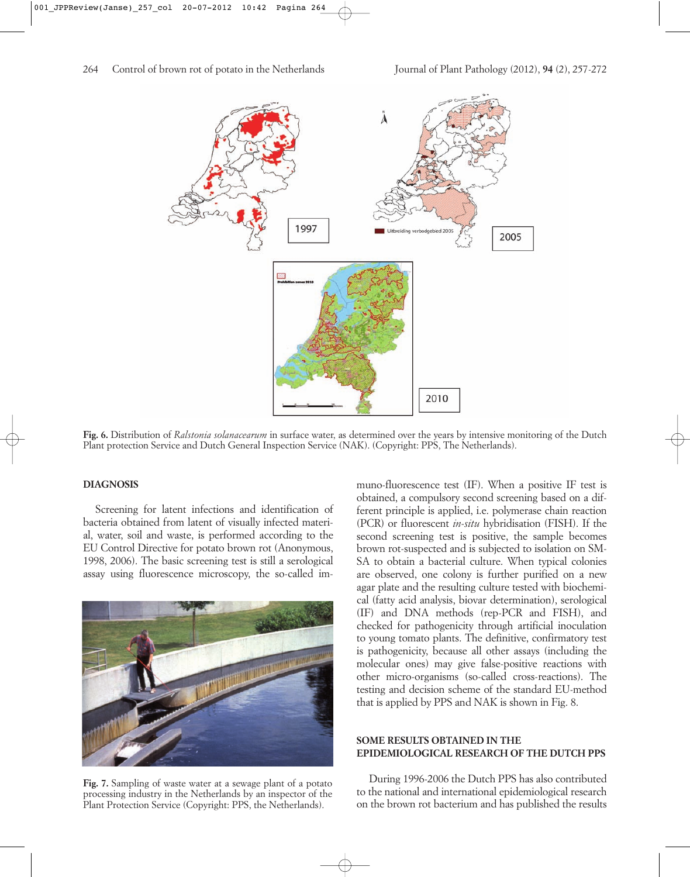Fig. 6. Distribution of *Ralstonia solanacearum* in surface water, as determined over the years by intensive monitoring of the Dutch Plant protection Service and Dutch General Inspection Service (NAK). (Copyright: PPS, The Netherlands).

## DIAGNOSIS

Screening for latent infections and identification of bacteria obtained from latent of visually infected material, water, soil and waste, is performed according to the EU Control Directive for potato brown rot (Anonymous, 1998, 2006). The basic screening test is still a serological assay using fluorescence microscopy, the so-called immuno-fluorescence test (IF). When a positive IF test is obtained, a compulsory second screening based on a different principle is applied, i.e. polymerase chain reaction (PCR) or fluorescent *in-situ* hybridisation (FISH). If the second screening test is positive, the sample becomes brown rot-suspected and is subjected to isolation on SMSA to obtain a bacterial culture. When typical colonies are observed, one colony is further purified on a new agar plate and the resulting culture tested with biochemical (fatty acid analysis, biovar determination), serological (IF) and DNA methods (rep-PCR and FISH), and checked for pathogenicity through artificial inoculation to young tomato plants. The definitive, confirmatory test is pathogenicity, because all other assays (including the molecular ones) may give false-positive reactions with other micro-organisms (so-called cross-reactions). The testing and decision scheme of the standard EU-method that is applied by PPS and NAK is shown in Fig. 8.

Fig. 7. Sampling of waste water at a sewage plant of a potato processing industry in the Netherlands by an inspector of the Plant Protection Service (Copyright: PPS, the Netherlands).

## SOME RESULTS OBTAINED IN THE EPIDEMIOLOGICAL RESEARCH OF THE DUTCH PPS

During 1996-2006 the Dutch PPS has also contributed to the national and international epidemiological research on the brown rot bacterium and has published the results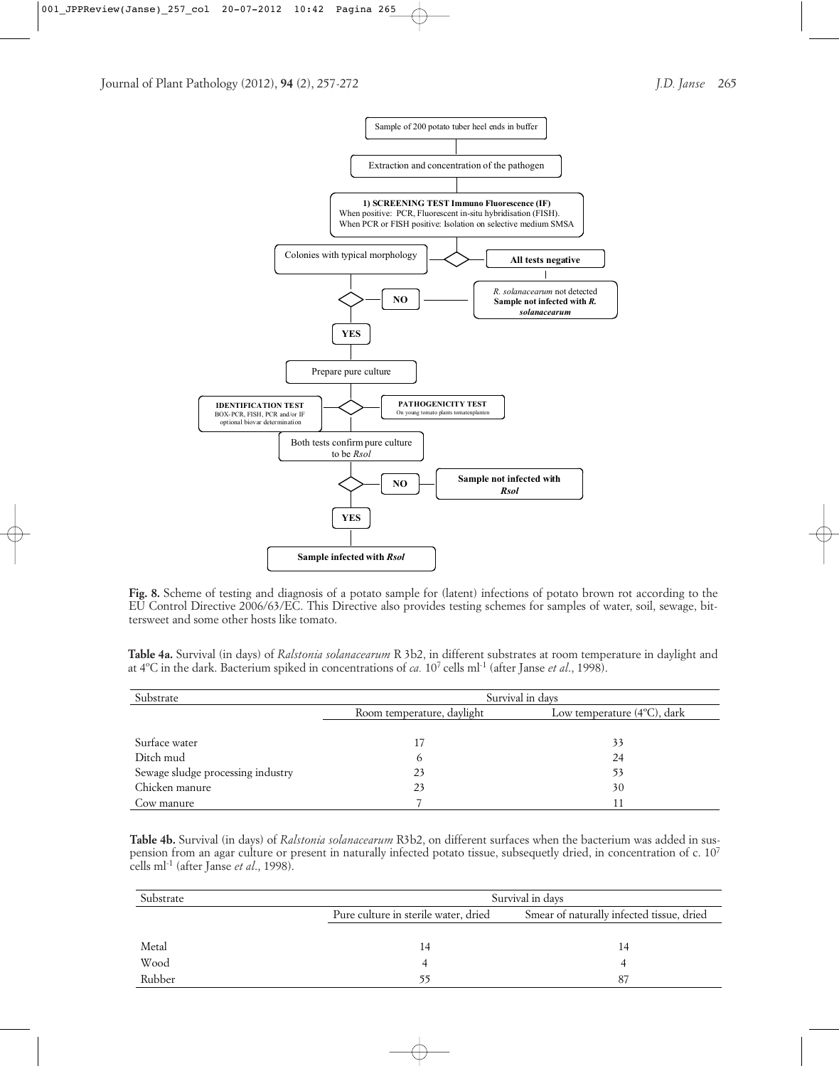Sample of 200 potato tuber heel ends in buffer

Extraction and concentration of the pathogen

**1) SCREENING TEST Immuno Fluorescence (IF)**
When positive: PCR, Fluorescent in-situ hybridisation (FISH).
When PCR or FISH positive: Isolation on selective medium SMSA

Colonies with typical morphology

**All tests negative**

**NO**

*R. solanacearum* not detected
**Sample not infected with *R. solanacearum***

**YES**

Prepare pure culture

**IDENTIFICATION TEST**
BOX-PCR, FISH, PCR and/or IF
optional biovar determination

**PATHOGENICITY TEST**
On young tomato plants tomatenplanten

Both tests confirm pure culture to be *Rsol*

**NO**

**Sample not infected with *Rsol***

**YES**

**Sample infected with *Rsol***

**Fig. 8.** Scheme of testing and diagnosis of a potato sample for (latent) infections of potato brown rot according to the EU Control Directive 2006/63/EC. This Directive also provides testing schemes for samples of water, soil, sewage, bittersweet and some other hosts like tomato.

**Table 4a.** Survival (in days) of *Ralstonia solanacearum* R 3b2, in different substrates at room temperature in daylight and at 4°C in the dark. Bacterium spiked in concentrations of *ca.* $10^7$ cells $ml^{-1}$ (after Janse *et al*., 1998).

| Substrate | Survival in days | |
|---|---|---|
| | Room temperature, daylight | Low temperature (4°C), dark |
| Surface water | 17 | 33 |
| Ditch mud | 6 | 24 |
| Sewage sludge processing industry | 23 | 53 |
| Chicken manure | 23 | 30 |
| Cow manure | 7 | 11 |

**Table 4b.** Survival (in days) of *Ralstonia solanacearum* R3b2, on different surfaces when the bacterium was added in suspension from an agar culture or present in naturally infected potato tissue, subsequetly dried, in concentration of c. $10^7$ cells $ml^{-1}$ (after Janse *et al*., 1998).

| Substrate | Survival in days | |
|---|---|---|
| | Pure culture in sterile water, dried | Smear of naturally infected tissue, dried |
| Metal | 14 | 14 |
| Wood | 4 | 4 |
| Rubber | 55 | 87 |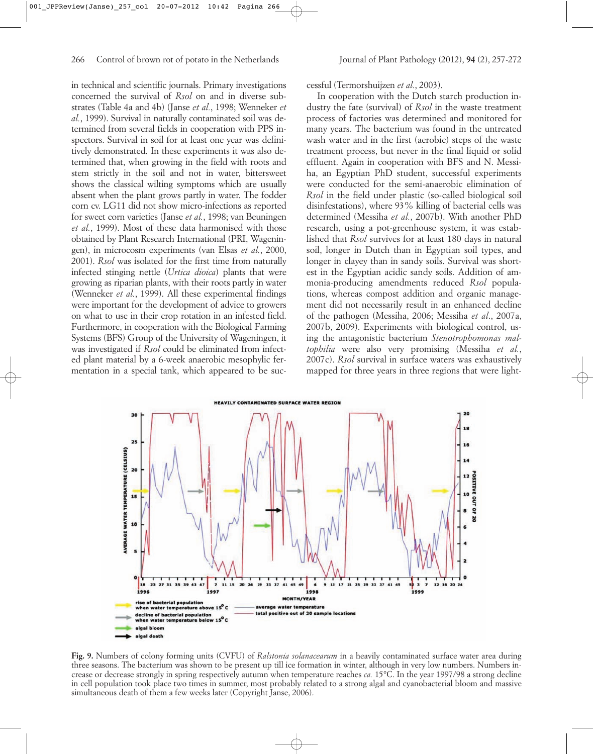in technical and scientific journals. Primary investigations concerned the survival of *Rsol* on and in diverse substrates (Table 4a and 4b) (Janse *et al.*, 1998; Wenneker *et al.*, 1999). Survival in naturally contaminated soil was determined from several fields in cooperation with PPS inspectors. Survival in soil for at least one year was definitively demonstrated. In these experiments it was also determined that, when growing in the field with roots and stem strictly in the soil and not in water, bittersweet shows the classical wilting symptoms which are usually absent when the plant grows partly in water. The fodder corn cv. LG11 did not show micro-infections as reported for sweet corn varieties (Janse *et al.*, 1998; van Beuningen *et al.*, 1999). Most of these data harmonised with those obtained by Plant Research International (PRI, Wageningen), in microcosm experiments (van Elsas *et al.*, 2000, 2001). *Rsol* was isolated for the first time from naturally infected stinging nettle (*Urtica dioica*) plants that were growing as riparian plants, with their roots partly in water (Wenneker *et al.*, 1999). All these experimental findings were important for the development of advice to growers on what to use in their crop rotation in an infested field. Furthermore, in cooperation with the Biological Farming Systems (BFS) Group of the University of Wageningen, it was investigated if *Rsol* could be eliminated from infected plant material by a 6-week anaerobic mesophylic fermentation in a special tank, which appeared to be successful (Termorshuijzen *et al.*, 2003).

In cooperation with the Dutch starch production industry the fate (survival) of *Rsol* in the waste treatment process of factories was determined and monitored for many years. The bacterium was found in the untreated wash water and in the first (aerobic) steps of the waste treatment process, but never in the final liquid or solid effluent. Again in cooperation with BFS and N. Messiha, an Egyptian PhD student, successful experiments were conducted for the semi-anaerobic elimination of *Rsol* in the field under plastic (so-called biological soil disinfestations), where 93% killing of bacterial cells was determined (Messiha *et al.*, 2007b). With another PhD research, using a pot-greenhouse system, it was established that *Rsol* survives for at least 180 days in natural soil, longer in Dutch than in Egyptian soil types, and longer in clayey than in sandy soils. Survival was shortest in the Egyptian acidic sandy soils. Addition of ammonia-producing amendments reduced *Rsol* populations, whereas compost addition and organic management did not necessarily result in an enhanced decline of the pathogen (Messiha, 2006; Messiha *et al.*, 2007a, 2007b, 2009). Experiments with biological control, using the antagonistic bacterium *Stenotrophomonas maltophilia* were also very promising (Messiha *et al.*, 2007c). *Rsol* survival in surface waters was exhaustively mapped for three years in three regions that were light-

**Fig. 9.** Numbers of colony forming units (CVFU) of *Ralstonia solanacearum* in a heavily contaminated surface water area during three seasons. The bacterium was shown to be present up till ice formation in winter, although in very low numbers. Numbers increase or decrease strongly in spring respectively autumn when temperature reaches *ca.* 15°C. In the year 1997/98 a strong decline in cell population took place two times in summer, most probably related to a strong algal and cyanobacterial bloom and massive simultaneous death of them a few weeks later (Copyright Janse, 2006).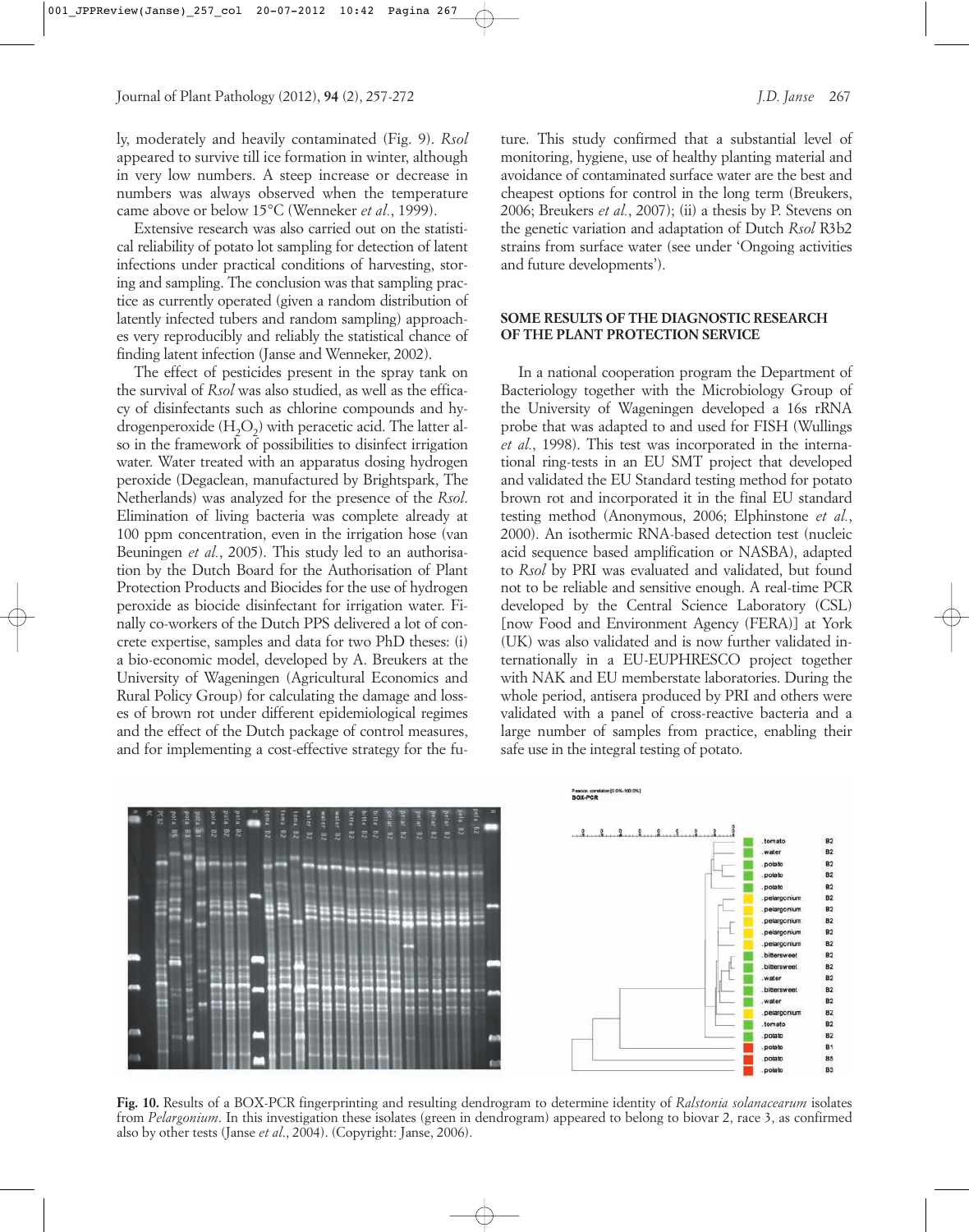ly, moderately and heavily contaminated (Fig. 9). *Rsol* appeared to survive till ice formation in winter, although in very low numbers. A steep increase or decrease in numbers was always observed when the temperature came above or below 15°C (Wenneker *et al.*, 1999).

Extensive research was also carried out on the statistical reliability of potato lot sampling for detection of latent infections under practical conditions of harvesting, storing and sampling. The conclusion was that sampling practice as currently operated (given a random distribution of latently infected tubers and random sampling) approaches very reproducibly and reliably the statistical chance of finding latent infection (Janse and Wenneker, 2002).

The effect of pesticides present in the spray tank on the survival of *Rsol* was also studied, as well as the efficacy of disinfectants such as chlorine compounds and hydrogenperoxide ($H_2O_2$) with peracetic acid. The latter also in the framework of possibilities to disinfect irrigation water. Water treated with an apparatus dosing hydrogen peroxide (Degaclean, manufactured by Brightspark, The Netherlands) was analyzed for the presence of the *Rsol*. Elimination of living bacteria was complete already at 100 ppm concentration, even in the irrigation hose (van Beuningen *et al.*, 2005). This study led to an authorisation by the Dutch Board for the Authorisation of Plant Protection Products and Biocides for the use of hydrogen peroxide as biocide disinfectant for irrigation water. Finally co-workers of the Dutch PPS delivered a lot of concrete expertise, samples and data for two PhD theses: (i) a bio-economic model, developed by A. Breukers at the University of Wageningen (Agricultural Economics and Rural Policy Group) for calculating the damage and losses of brown rot under different epidemiological regimes and the effect of the Dutch package of control measures, and for implementing a cost-effective strategy for the future. This study confirmed that a substantial level of monitoring, hygiene, use of healthy planting material and avoidance of contaminated surface water are the best and cheapest options for control in the long term (Breukers, 2006; Breukers *et al.*, 2007); (ii) a thesis by P. Stevens on the genetic variation and adaptation of Dutch *Rsol* R3b2 strains from surface water (see under 'Ongoing activities and future developments').

## SOME RESULTS OF THE DIAGNOSTIC RESEARCH OF THE PLANT PROTECTION SERVICE

In a national cooperation program the Department of Bacteriology together with the Microbiology Group of the University of Wageningen developed a 16s rRNA probe that was adapted to and used for FISH (Wullings *et al.*, 1998). This test was incorporated in the international ring-tests in an EU SMT project that developed and validated the EU Standard testing method for potato brown rot and incorporated it in the final EU standard testing method (Anonymous, 2006; Elphinstone *et al.*, 2000). An isothermic RNA-based detection test (nucleic acid sequence based amplification or NASBA), adapted to *Rsol* by PRI was evaluated and validated, but found not to be reliable and sensitive enough. A real-time PCR developed by the Central Science Laboratory (CSL) [now Food and Environment Agency (FERA)] at York (UK) was also validated and is now further validated internationally in a EU-EUPHRESCO project together with NAK and EU memberstate laboratories. During the whole period, antisera produced by PRI and others were validated with a panel of cross-reactive bacteria and a large number of samples from practice, enabling their safe use in the integral testing of potato.

**Fig. 10.** Results of a BOX-PCR fingerprinting and resulting dendrogram to determine identity of *Ralstonia solanacearum* isolates from *Pelargonium*. In this investigation these isolates (green in dendrogram) appeared to belong to biovar 2, race 3, as confirmed also by other tests (Janse *et al.*, 2004). (Copyright: Janse, 2006).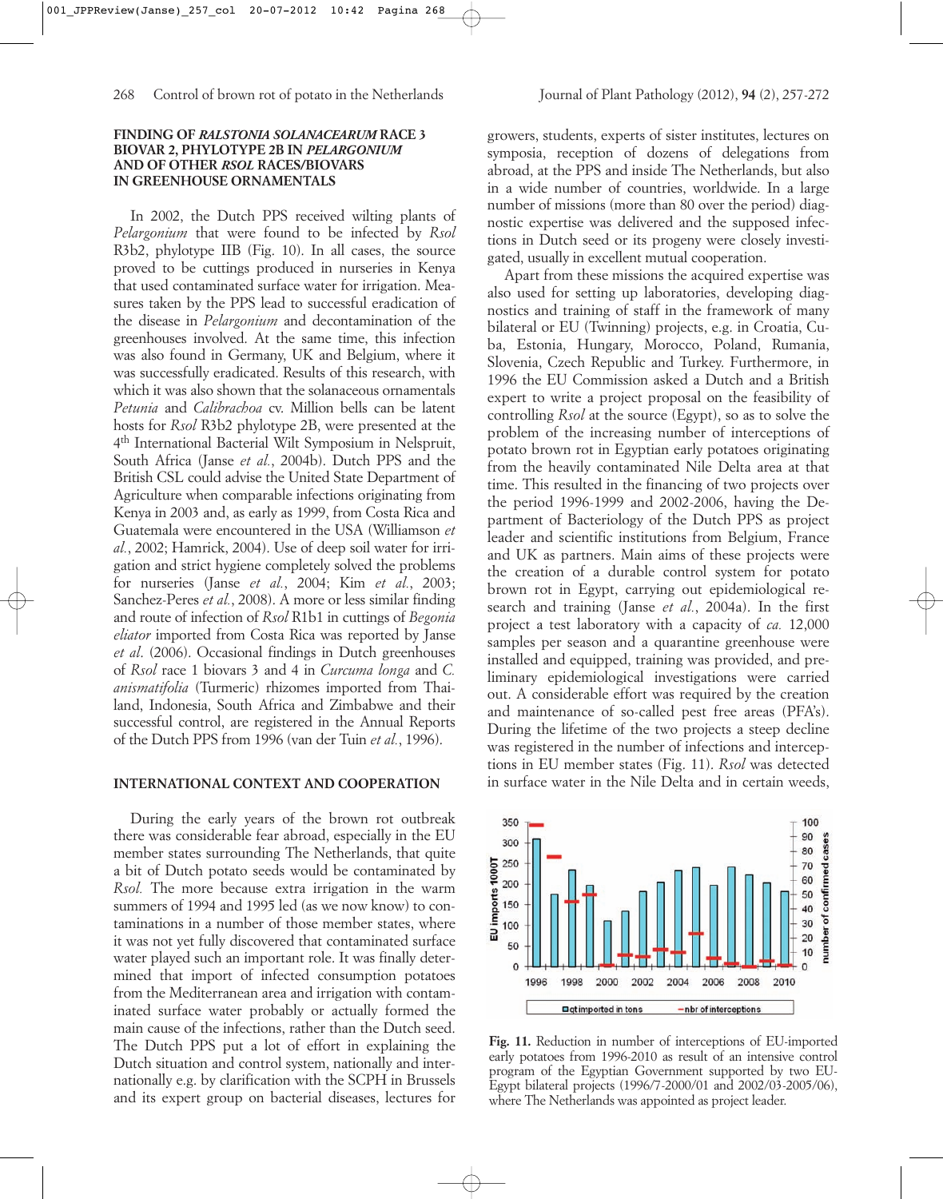### FINDING OF *RALSTONIA SOLANACEARUM* RACE 3 BIOVAR 2, PHYLOTYPE 2B IN *PELARGONIUM* AND OF OTHER *RSOL* RACES/BIOVARS IN GREENHOUSE ORNAMENTALS

In 2002, the Dutch PPS received wilting plants of *Pelargonium* that were found to be infected by *Rsol* R3b2, phylotype IIB (Fig. 10). In all cases, the source proved to be cuttings produced in nurseries in Kenya that used contaminated surface water for irrigation. Measures taken by the PPS lead to successful eradication of the disease in *Pelargonium* and decontamination of the greenhouses involved. At the same time, this infection was also found in Germany, UK and Belgium, where it was successfully eradicated. Results of this research, with which it was also shown that the solanaceous ornamentals *Petunia* and *Calibrachoa* cv. Million bells can be latent hosts for *Rsol* R3b2 phylotype 2B, were presented at the 4th International Bacterial Wilt Symposium in Nelspruit, South Africa (Janse *et al.*, 2004b). Dutch PPS and the British CSL could advise the United State Department of Agriculture when comparable infections originating from Kenya in 2003 and, as early as 1999, from Costa Rica and Guatemala were encountered in the USA (Williamson *et al.*, 2002; Hamrick, 2004). Use of deep soil water for irrigation and strict hygiene completely solved the problems for nurseries (Janse *et al.*, 2004; Kim *et al.*, 2003; Sanchez-Peres *et al.*, 2008). A more or less similar finding and route of infection of *Rsol* R1b1 in cuttings of *Begonia eliator* imported from Costa Rica was reported by Janse *et al.* (2006). Occasional findings in Dutch greenhouses of *Rsol* race 1 biovars 3 and 4 in *Curcuma longa* and *C. anismatifolia* (Turmeric) rhizomes imported from Thailand, Indonesia, South Africa and Zimbabwe and their successful control, are registered in the Annual Reports of the Dutch PPS from 1996 (van der Tuin *et al.*, 1996).

### INTERNATIONAL CONTEXT AND COOPERATION

During the early years of the brown rot outbreak there was considerable fear abroad, especially in the EU member states surrounding The Netherlands, that quite a bit of Dutch potato seeds would be contaminated by *Rsol.* The more because extra irrigation in the warm summers of 1994 and 1995 led (as we now know) to contaminations in a number of those member states, where it was not yet fully discovered that contaminated surface water played such an important role. It was finally determined that import of infected consumption potatoes from the Mediterranean area and irrigation with contaminated surface water probably or actually formed the main cause of the infections, rather than the Dutch seed. The Dutch PPS put a lot of effort in explaining the Dutch situation and control system, nationally and internationally e.g. by clarification with the SCPH in Brussels and its expert group on bacterial diseases, lectures for growers, students, experts of sister institutes, lectures on symposia, reception of dozens of delegations from abroad, at the PPS and inside The Netherlands, but also in a wide number of countries, worldwide. In a large number of missions (more than 80 over the period) diagnostic expertise was delivered and the supposed infections in Dutch seed or its progeny were closely investigated, usually in excellent mutual cooperation.

Apart from these missions the acquired expertise was also used for setting up laboratories, developing diagnostics and training of staff in the framework of many bilateral or EU (Twinning) projects, e.g. in Croatia, Cuba, Estonia, Hungary, Morocco, Poland, Rumania, Slovenia, Czech Republic and Turkey. Furthermore, in 1996 the EU Commission asked a Dutch and a British expert to write a project proposal on the feasibility of controlling *Rsol* at the source (Egypt), so as to solve the problem of the increasing number of interceptions of potato brown rot in Egyptian early potatoes originating from the heavily contaminated Nile Delta area at that time. This resulted in the financing of two projects over the period 1996-1999 and 2002-2006, having the Department of Bacteriology of the Dutch PPS as project leader and scientific institutions from Belgium, France and UK as partners. Main aims of these projects were the creation of a durable control system for potato brown rot in Egypt, carrying out epidemiological research and training (Janse *et al.*, 2004a). In the first project a test laboratory with a capacity of *ca.* 12,000 samples per season and a quarantine greenhouse were installed and equipped, training was provided, and preliminary epidemiological investigations were carried out. A considerable effort was required by the creation and maintenance of so-called pest free areas (PFA's). During the lifetime of the two projects a steep decline was registered in the number of infections and interceptions in EU member states (Fig. 11). *Rsol* was detected in surface water in the Nile Delta and in certain weeds,

**Fig. 11.** Reduction in number of interceptions of EU-imported early potatoes from 1996-2010 as result of an intensive control program of the Egyptian Government supported by two EU-Egypt bilateral projects (1996/7-2000/01 and 2002/03-2005/06), where The Netherlands was appointed as project leader.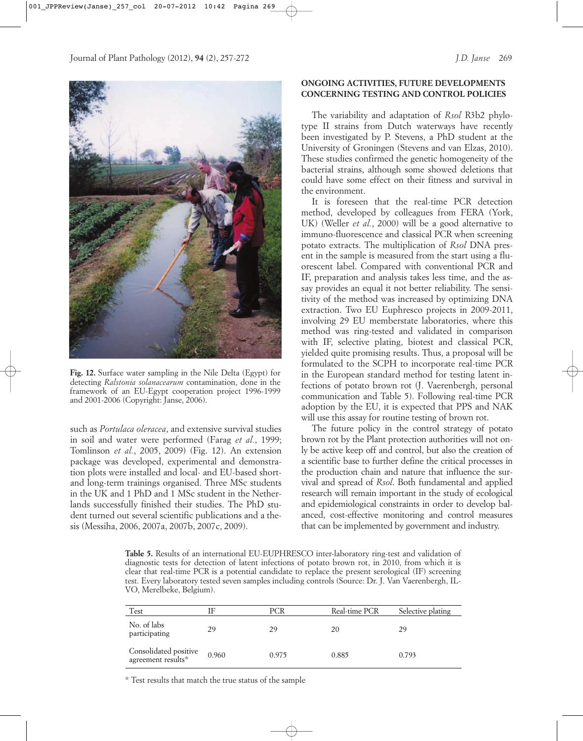Fig. 12. Surface water sampling in the Nile Delta (Egypt) for detecting *Ralstonia solanacearum* contamination, done in the framework of an EU-Egypt cooperation project 1996-1999 and 2001-2006 (Copyright: Janse, 2006).

such as *Portulaca oleracea*, and extensive survival studies in soil and water were performed (Farag *et al.*, 1999; Tomlinson *et al.*, 2005, 2009) (Fig. 12). An extension package was developed, experimental and demonstration plots were installed and local- and EU-based short- and long-term trainings organised. Three MSc students in the UK and 1 PhD and 1 MSc student in the Netherlands successfully finished their studies. The PhD student turned out several scientific publications and a thesis (Messiha, 2006, 2007a, 2007b, 2007c, 2009).

## ONGOING ACTIVITIES, FUTURE DEVELOPMENTS CONCERNING TESTING AND CONTROL POLICIES

The variability and adaptation of *Rsol* R3b2 phylotype II strains from Dutch waterways have recently been investigated by P. Stevens, a PhD student at the University of Groningen (Stevens and van Elzas, 2010). These studies confirmed the genetic homogeneity of the bacterial strains, although some showed deletions that could have some effect on their fitness and survival in the environment.

It is foreseen that the real-time PCR detection method, developed by colleagues from FERA (York, UK) (Weller *et al.*, 2000) will be a good alternative to immuno-fluorescence and classical PCR when screening potato extracts. The multiplication of *Rsol* DNA present in the sample is measured from the start using a fluorescent label. Compared with conventional PCR and IF, preparation and analysis takes less time, and the assay provides an equal it not better reliability. The sensitivity of the method was increased by optimizing DNA extraction. Two EU Euphresco projects in 2009-2011, involving 29 EU memberstate laboratories, where this method was ring-tested and validated in comparison with IF, selective plating, biotest and classical PCR, yielded quite promising results. Thus, a proposal will be formulated to the SCPH to incorporate real-time PCR in the European standard method for testing latent infections of potato brown rot (J. Vaerenbergh, personal communication and Table 5). Following real-time PCR adoption by the EU, it is expected that PPS and NAK will use this assay for routine testing of brown rot.

The future policy in the control strategy of potato brown rot by the Plant protection authorities will not only be active keep off and control, but also the creation of a scientific base to further define the critical processes in the production chain and nature that influence the survival and spread of *Rsol*. Both fundamental and applied research will remain important in the study of ecological and epidemiological constraints in order to develop balanced, cost-effective monitoring and control measures that can be implemented by government and industry.

**Table 5.** Results of an international EU-EUPHRESCO inter-laboratory ring-test and validation of diagnostic tests for detection of latent infections of potato brown rot, in 2010, from which it is clear that real-time PCR is a potential candidate to replace the present serological (IF) screening test. Every laboratory tested seven samples including controls (Source: Dr. J. Van Vaerenbergh, ILVO, Merelbeke, Belgium).

| Test | IF | PCR | Real-time PCR | Selective plating |
|---|---|---|---|---|
| No. of labs participating | 29 | 29 | 20 | 29 |
| Consolidated positive agreement results* | 0.960 | 0.975 | 0.885 | 0.793 |

\* Test results that match the true status of the sample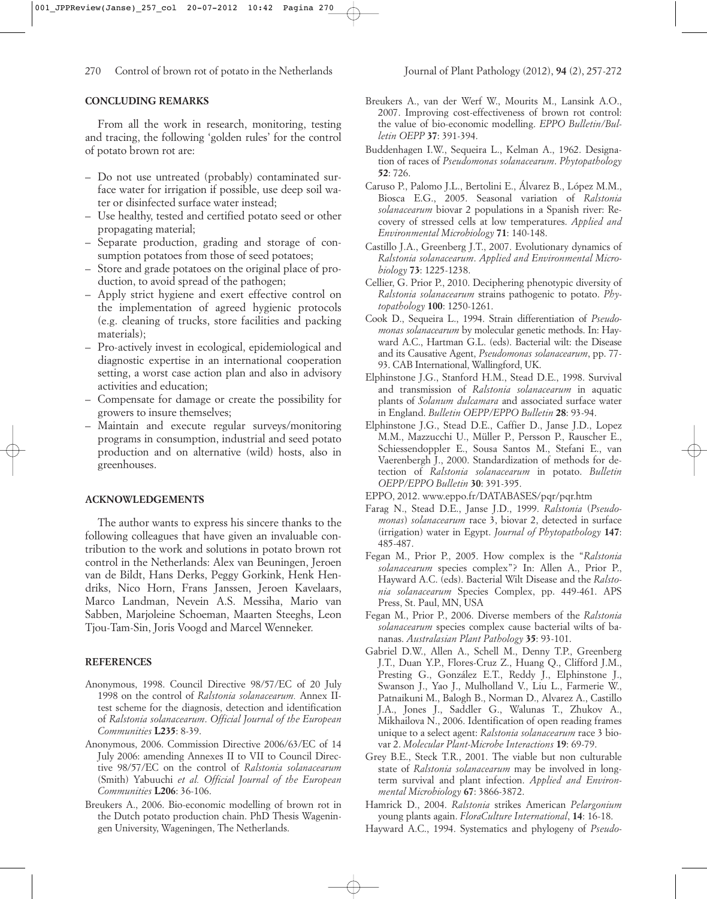## CONCLUDING REMARKS

From all the work in research, monitoring, testing and tracing, the following 'golden rules' for the control of potato brown rot are:

- Do not use untreated (probably) contaminated surface water for irrigation if possible, use deep soil water or disinfected surface water instead;
- Use healthy, tested and certified potato seed or other propagating material;
- Separate production, grading and storage of consumption potatoes from those of seed potatoes;
- Store and grade potatoes on the original place of production, to avoid spread of the pathogen;
- Apply strict hygiene and exert effective control on the implementation of agreed hygienic protocols (e.g. cleaning of trucks, store facilities and packing materials);
- Pro-actively invest in ecological, epidemiological and diagnostic expertise in an international cooperation setting, a worst case action plan and also in advisory activities and education;
- Compensate for damage or create the possibility for growers to insure themselves;
- Maintain and execute regular surveys/monitoring programs in consumption, industrial and seed potato production and on alternative (wild) hosts, also in greenhouses.

## ACKNOWLEDGEMENTS

The author wants to express his sincere thanks to the following colleagues that have given an invaluable contribution to the work and solutions in potato brown rot control in the Netherlands: Alex van Beuningen, Jeroen van de Bildt, Hans Derks, Peggy Gorkink, Henk Hendriks, Nico Horn, Frans Janssen, Jeroen Kavelaars, Marco Landman, Nevein A.S. Messiha, Mario van Sabben, Marjoleine Schoeman, Maarten Steeghs, Leon Tjou-Tam-Sin, Joris Voogd and Marcel Wenneker.

## REFERENCES

Anonymous, 1998. Council Directive 98/57/EC of 20 July 1998 on the control of *Ralstonia solanacearum.* Annex II-test scheme for the diagnosis, detection and identification of *Ralstonia solanacearum*. *Official Journal of the European Communities* **L235**: 8-39.

Anonymous, 2006. Commission Directive 2006/63/EC of 14 July 2006: amending Annexes II to VII to Council Directive 98/57/EC on the control of *Ralstonia solanacearum* (Smith) Yabuuchi *et al. Official Journal of the European Communities* **L206**: 36-106.

Breukers A., 2006. Bio-economic modelling of brown rot in the Dutch potato production chain. PhD Thesis Wageningen University, Wageningen, The Netherlands.

Breukers A., van der Werf W., Mourits M., Lansink A.O., 2007. Improving cost-effectiveness of brown rot control: the value of bio-economic modelling. *EPPO Bulletin/Bulletin OEPP* **37**: 391-394.

Buddenhagen I.W., Sequeira L., Kelman A., 1962. Designation of races of *Pseudomonas solanacearum*. *Phytopathology* **52**: 726.

Caruso P., Palomo J.L., Bertolini E., Álvarez B., López M.M., Biosca E.G., 2005. Seasonal variation of *Ralstonia solanacearum* biovar 2 populations in a Spanish river: Recovery of stressed cells at low temperatures. *Applied and Environmental Microbiology* **71**: 140-148.

Castillo J.A., Greenberg J.T., 2007. Evolutionary dynamics of *Ralstonia solanacearum*. *Applied and Environmental Microbiology* **73**: 1225-1238.

Cellier, G. Prior P., 2010. Deciphering phenotypic diversity of *Ralstonia solanacearum* strains pathogenic to potato. *Phytopathology* **100**: 1250-1261.

Cook D., Sequeira L., 1994. Strain differentiation of *Pseudomonas solanacearum* by molecular genetic methods. In: Hayward A.C., Hartman G.L. (eds). Bacterial wilt: the Disease and its Causative Agent, *Pseudomonas solanacearum*, pp. 77-93. CAB International, Wallingford, UK.

Elphinstone J.G., Stanford H.M., Stead D.E., 1998. Survival and transmission of *Ralstonia solanacearum* in aquatic plants of *Solanum dulcamara* and associated surface water in England. *Bulletin OEPP/EPPO Bulletin* **28**: 93-94.

Elphinstone J.G., Stead D.E., Caffier D., Janse J.D., Lopez M.M., Mazzucchi U., Müller P., Persson P., Rauscher E., Schiessendoppler E., Sousa Santos M., Stefani E., van Vaerenbergh J., 2000. Standardization of methods for detection of *Ralstonia solanacearum* in potato. *Bulletin OEPP/EPPO Bulletin* **30**: 391-395.

EPPO, 2012. www.eppo.fr/DATABASES/pqr/pqr.htm

Farag N., Stead D.E., Janse J.D., 1999. *Ralstonia* (*Pseudomonas*) *solanacearum* race 3, biovar 2, detected in surface (irrigation) water in Egypt. *Journal of Phytopathology* **147**: 485-487.

Fegan M., Prior P., 2005. How complex is the "*Ralstonia solanacearum* species complex"? In: Allen A., Prior P., Hayward A.C. (eds). Bacterial Wilt Disease and the *Ralstonia solanacearum* Species Complex, pp. 449-461. APS Press, St. Paul, MN, USA

Fegan M., Prior P., 2006. Diverse members of the *Ralstonia solanacearum* species complex cause bacterial wilts of bananas. *Australasian Plant Pathology* **35**: 93-101.

Gabriel D.W., Allen A., Schell M., Denny T.P., Greenberg J.T., Duan Y.P., Flores-Cruz Z., Huang Q., Clifford J.M., Presting G., González E.T., Reddy J., Elphinstone J., Swanson J., Yao J., Mulholland V., Liu L., Farmerie W., Patnaikuni M., Balogh B., Norman D., Alvarez A., Castillo J.A., Jones J., Saddler G., Walunas T., Zhukov A., Mikhailova N., 2006. Identification of open reading frames unique to a select agent: *Ralstonia solanacearum* race 3 biovar 2. *Molecular Plant-Microbe Interactions* **19**: 69-79.

Grey B.E., Steck T.R., 2001. The viable but non culturable state of *Ralstonia solanacearum* may be involved in long-term survival and plant infection. *Applied and Environmental Microbiology* **67**: 3866-3872.

Hamrick D., 2004. *Ralstonia* strikes American *Pelargonium* young plants again. *FloraCulture International*, **14**: 16-18.

Hayward A.C., 1994. Systematics and phylogeny of *Pseudo-*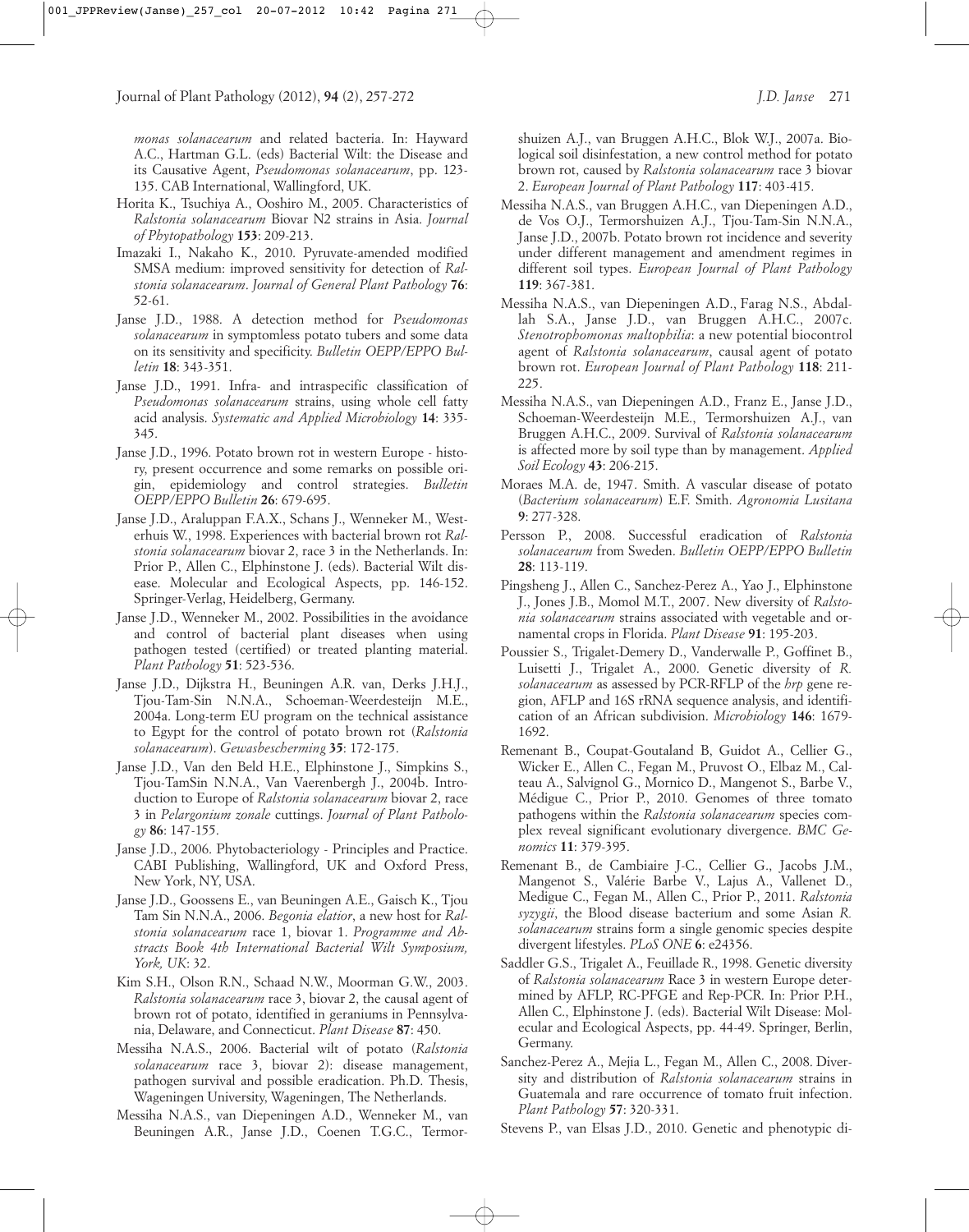*monas solanacearum* and related bacteria. In: Hayward A.C., Hartman G.L. (eds) Bacterial Wilt: the Disease and its Causative Agent, *Pseudomonas solanacearum*, pp. 123-135. CAB International, Wallingford, UK.

Horita K., Tsuchiya A., Ooshiro M., 2005. Characteristics of *Ralstonia solanacearum* Biovar N2 strains in Asia. *Journal of Phytopathology* **153**: 209-213.

Imazaki I., Nakaho K., 2010. Pyruvate-amended modified SMSA medium: improved sensitivity for detection of *Ralstonia solanacearum*. *Journal of General Plant Pathology* **76**: 52-61.

Janse J.D., 1988. A detection method for *Pseudomonas solanacearum* in symptomless potato tubers and some data on its sensitivity and specificity. *Bulletin OEPP/EPPO Bulletin* **18**: 343-351.

Janse J.D., 1991. Infra- and intraspecific classification of *Pseudomonas solanacearum* strains, using whole cell fatty acid analysis. *Systematic and Applied Microbiology* **14**: 335-345.

Janse J.D., 1996. Potato brown rot in western Europe - history, present occurrence and some remarks on possible origin, epidemiology and control strategies. *Bulletin OEPP/EPPO Bulletin* **26**: 679-695.

Janse J.D., Araluppan F.A.X., Schans J., Wenneker M., Westerhuis W., 1998. Experiences with bacterial brown rot *Ralstonia solanacearum* biovar 2, race 3 in the Netherlands. In: Prior P., Allen C., Elphinstone J. (eds). Bacterial Wilt disease. Molecular and Ecological Aspects, pp. 146-152. Springer-Verlag, Heidelberg, Germany.

Janse J.D., Wenneker M., 2002. Possibilities in the avoidance and control of bacterial plant diseases when using pathogen tested (certified) or treated planting material. *Plant Pathology* **51**: 523-536.

Janse J.D., Dijkstra H., Beuningen A.R. van, Derks J.H.J., Tjou-Tam-Sin N.N.A., Schoeman-Weerdesteijn M.E., 2004a. Long-term EU program on the technical assistance to Egypt for the control of potato brown rot (*Ralstonia solanacearum*). *Gewasbescherming* **35**: 172-175.

Janse J.D., Van den Beld H.E., Elphinstone J., Simpkins S., Tjou-TamSin N.N.A., Van Vaerenbergh J., 2004b. Introduction to Europe of *Ralstonia solanacearum* biovar 2, race 3 in *Pelargonium zonale* cuttings. *Journal of Plant Pathology* **86**: 147-155.

Janse J.D., 2006. Phytobacteriology - Principles and Practice. CABI Publishing, Wallingford, UK and Oxford Press, New York, NY, USA.

Janse J.D., Goossens E., van Beuningen A.E., Gaisch K., Tjou Tam Sin N.N.A., 2006. *Begonia elatior*, a new host for *Ralstonia solanacearum* race 1, biovar 1. *Programme and Abstracts Book 4th International Bacterial Wilt Symposium, York, UK*: 32.

Kim S.H., Olson R.N., Schaad N.W., Moorman G.W., 2003. *Ralstonia solanacearum* race 3, biovar 2, the causal agent of brown rot of potato, identified in geraniums in Pennsylvania, Delaware, and Connecticut. *Plant Disease* **87**: 450.

Messiha N.A.S., 2006. Bacterial wilt of potato (*Ralstonia solanacearum* race 3, biovar 2): disease management, pathogen survival and possible eradication. Ph.D. Thesis, Wageningen University, Wageningen, The Netherlands.

Messiha N.A.S., van Diepeningen A.D., Wenneker M., van Beuningen A.R., Janse J.D., Coenen T.G.C., Termorshuizen A.J., van Bruggen A.H.C., Blok W.J., 2007a. Biological soil disinfestation, a new control method for potato brown rot, caused by *Ralstonia solanacearum* race 3 biovar 2. *European Journal of Plant Pathology* **117**: 403-415.

Messiha N.A.S., van Bruggen A.H.C., van Diepeningen A.D., de Vos O.J., Termorshuizen A.J., Tjou-Tam-Sin N.N.A., Janse J.D., 2007b. Potato brown rot incidence and severity under different management and amendment regimes in different soil types. *European Journal of Plant Pathology* **119**: 367-381.

Messiha N.A.S., van Diepeningen A.D., Farag N.S., Abdallah S.A., Janse J.D., van Bruggen A.H.C., 2007c. *Stenotrophomonas maltophilia*: a new potential biocontrol agent of *Ralstonia solanacearum*, causal agent of potato brown rot. *European Journal of Plant Pathology* **118**: 211-225.

Messiha N.A.S., van Diepeningen A.D., Franz E., Janse J.D., Schoeman-Weerdesteijn M.E., Termorshuizen A.J., van Bruggen A.H.C., 2009. Survival of *Ralstonia solanacearum* is affected more by soil type than by management. *Applied Soil Ecology* **43**: 206-215.

Moraes M.A. de, 1947. Smith. A vascular disease of potato (*Bacterium solanacearum*) E.F. Smith. *Agronomia Lusitana* **9**: 277-328.

Persson P., 2008. Successful eradication of *Ralstonia solanacearum* from Sweden. *Bulletin OEPP/EPPO Bulletin* **28**: 113-119.

Pingsheng J., Allen C., Sanchez-Perez A., Yao J., Elphinstone J., Jones J.B., Momol M.T., 2007. New diversity of *Ralstonia solanacearum* strains associated with vegetable and ornamental crops in Florida. *Plant Disease* **91**: 195-203.

Poussier S., Trigalet-Demery D., Vanderwalle P., Goffinet B., Luisetti J., Trigalet A., 2000. Genetic diversity of *R. solanacearum* as assessed by PCR-RFLP of the *hrp* gene region, AFLP and 16S rRNA sequence analysis, and identification of an African subdivision. *Microbiology* **146**: 1679-1692.

Remenant B., Coupat-Goutaland B, Guidot A., Cellier G., Wicker E., Allen C., Fegan M., Pruvost O., Elbaz M., Calteau A., Salvignol G., Mornico D., Mangenot S., Barbe V., Médigue C., Prior P., 2010. Genomes of three tomato pathogens within the *Ralstonia solanacearum* species complex reveal significant evolutionary divergence. *BMC Genomics* **11**: 379-395.

Remenant B., de Cambiaire J-C., Cellier G., Jacobs J.M., Mangenot S., Valérie Barbe V., Lajus A., Vallenet D., Medigue C., Fegan M., Allen C., Prior P., 2011. *Ralstonia syzygii*, the Blood disease bacterium and some Asian *R. solanacearum* strains form a single genomic species despite divergent lifestyles. *PLoS ONE* **6**: e24356.

Saddler G.S., Trigalet A., Feuillade R., 1998. Genetic diversity of *Ralstonia solanacearum* Race 3 in western Europe determined by AFLP, RC-PFGE and Rep-PCR. In: Prior P.H., Allen C., Elphinstone J. (eds). Bacterial Wilt Disease: Molecular and Ecological Aspects, pp. 44-49. Springer, Berlin, Germany.

Sanchez-Perez A., Mejia L., Fegan M., Allen C., 2008. Diversity and distribution of *Ralstonia solanacearum* strains in Guatemala and rare occurrence of tomato fruit infection. *Plant Pathology* **57**: 320-331.

Stevens P., van Elsas J.D., 2010. Genetic and phenotypic di-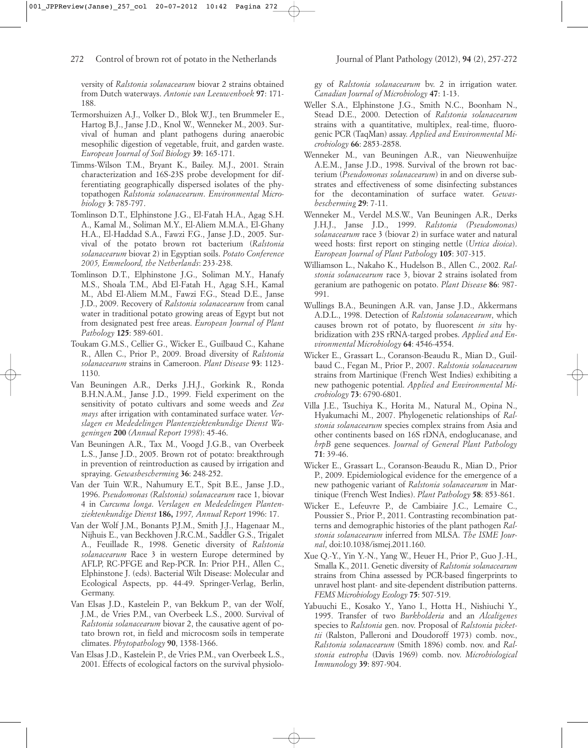versity of *Ralstonia solanacearum* biovar 2 strains obtained from Dutch waterways. *Antonie van Leeuwenhoek* **97**: 171-188.

Termorshuizen A.J., Volker D., Blok W.J., ten Brummeler E., Hartog B.J., Janse J.D., Knol W., Wenneker M., 2003. Survival of human and plant pathogens during anaerobic mesophilic digestion of vegetable, fruit, and garden waste. *European Journal of Soil Biology* **39**: 165-171.

Timms-Wilson T.M., Bryant K., Bailey. M.J., 2001. Strain characterization and 16S-23S probe development for differentiating geographically dispersed isolates of the phytopathogen *Ralstonia solanacearum*. *Environmental Microbiology* **3**: 785-797.

Tomlinson D.T., Elphinstone J.G., El-Fatah H.A., Agag S.H. A., Kamal M., Soliman M.Y., El-Aliem M.M.A., El-Ghany H.A., El-Haddad S.A., Fawzi F.G., Janse J.D., 2005. Survival of the potato brown rot bacterium (*Ralstonia solanacearum* biovar 2) in Egyptian soils. *Potato Conference 2005, Emmeloord, the Netherlands*: 233-238.

Tomlinson D.T., Elphinstone J.G., Soliman M.Y., Hanafy M.S., Shoala T.M., Abd El-Fatah H., Agag S.H., Kamal M., Abd El-Aliem M.M., Fawzi F.G., Stead D.E., Janse J.D., 2009. Recovery of *Ralstonia solanacearum* from canal water in traditional potato growing areas of Egypt but not from designated pest free areas. *European Journal of Plant Pathology* **125**: 589-601.

Toukam G.M.S., Cellier G., Wicker E., Guilbaud C., Kahane R., Allen C., Prior P., 2009. Broad diversity of *Ralstonia solanacearum* strains in Cameroon. *Plant Disease* **93**: 1123-1130.

Van Beuningen A.R., Derks J.H.J., Gorkink R., Ronda B.H.N.A.M., Janse J.D., 1999. Field experiment on the sensitivity of potato cultivars and some weeds and *Zea mays* after irrigation with contaminated surface water. *Verslagen en Mededelingen Plantenziektenkundige Dienst Wageningen* **200** *(Annual Report 1998)*: 45-46.

Van Beuningen A.R., Tax M., Voogd J.G.B., van Overbeek L.S., Janse J.D., 2005. Brown rot of potato: breakthrough in prevention of reintroduction as caused by irrigation and spraying. *Gewasbescherming* **36**: 248-252.

Van der Tuin W.R., Nahumury E.T., Spit B.E., Janse J.D., 1996. *Pseudomonas (Ralstonia) solanacearum* race 1, biovar 4 in *Curcuma longa*. *Verslagen en Mededelingen Plantenziektenkundige Dienst* **186,** *1997, Annual Report* 1996: 17.

Van der Wolf J.M., Bonants P.J.M., Smith J.J., Hagenaar M., Nijhuis E., van Beckhoven J.R.C.M., Saddler G.S., Trigalet A., Feuillade R., 1998. Genetic diversity of *Ralstonia solanacearum* Race 3 in western Europe determined by AFLP, RC-PFGE and Rep-PCR. In: Prior P.H., Allen C., Elphinstone J. (eds). Bacterial Wilt Disease: Molecular and Ecological Aspects, pp. 44-49. Springer-Verlag, Berlin, Germany.

Van Elsas J.D., Kastelein P., van Bekkum P., van der Wolf, J.M., de Vries P.M., van Overbeek L.S., 2000. Survival of *Ralstonia solanacearum* biovar 2, the causative agent of potato brown rot, in field and microcosm soils in temperate climates. *Phytopathology* **90**, 1358-1366.

Van Elsas J.D., Kastelein P., de Vries P.M., van Overbeek L.S., 2001. Effects of ecological factors on the survival physiology of *Ralstonia solanacearum* bv. 2 in irrigation water. *Canadian Journal of Microbiology* **47**: 1-13.

Weller S.A., Elphinstone J.G., Smith N.C., Boonham N., Stead D.E., 2000. Detection of *Ralstonia solanacearum* strains with a quantitative, multiplex, real-time, fluorogenic PCR (TaqMan) assay. *Applied and Environmental Microbiology* **66**: 2853-2858.

Wenneker M., van Beuningen A.R., van Nieuwenhuijze A.E.M., Janse J.D., 1998. Survival of the brown rot bacterium (*Pseudomonas solanacearum*) in and on diverse substrates and effectiveness of some disinfecting substances for the decontamination of surface water. *Gewasbescherming* **29**: 7-11.

Wenneker M., Verdel M.S.W., Van Beuningen A.R., Derks J.H.J., Janse J.D., 1999. *Ralstonia (Pseudomonas) solanacearum* race 3 (biovar 2) in surface water and natural weed hosts: first report on stinging nettle (*Urtica dioica*). *European Journal of Plant Pathology* **105**: 307-315.

Williamson L., Nakaho K., Hudelson B., Allen C., 2002. *Ralstonia solanacearum* race 3, biovar 2 strains isolated from geranium are pathogenic on potato. *Plant Disease* **86**: 987-991.

Wullings B.A., Beuningen A.R. van, Janse J.D., Akkermans A.D.L., 1998. Detection of *Ralstonia solanacearum*, which causes brown rot of potato, by fluorescent *in situ* hybridization with 23S rRNA-targed probes. *Applied and Environmental Microbiology* **64**: 4546-4554.

Wicker E., Grassart L., Coranson-Beaudu R., Mian D., Guilbaud C., Fegan M., Prior P., 2007. *Ralstonia solanacearum* strains from Martinique (French West Indies) exhibiting a new pathogenic potential. *Applied and Environmental Microbiology* **73**: 6790-6801.

Villa J.E., Tsuchiya K., Horita M., Natural M., Opina N., Hyakumachi M., 2007. Phylogenetic relationships of *Ralstonia solanacearum* species complex strains from Asia and other continents based on 16S rDNA, endoglucanase, and *hrpB* gene sequences. *Journal of General Plant Pathology* **71**: 39-46.

Wicker E., Grassart L., Coranson-Beaudu R., Mian D., Prior P., 2009. Epidemiological evidence for the emergence of a new pathogenic variant of *Ralstonia solanacearum* in Martinique (French West Indies). *Plant Pathology* **58**: 853-861.

Wicker E., Lefeuvre P., de Cambiaire J.C., Lemaire C., Poussier S., Prior P., 2011. Contrasting recombination patterns and demographic histories of the plant pathogen *Ralstonia solanacearum* inferred from MLSA. *The ISME Journal*, doi:10.1038/ismej.2011.160.

Xue Q.-Y., Yin Y.-N., Yang W., Heuer H., Prior P., Guo J.-H., Smalla K., 2011. Genetic diversity of *Ralstonia solanacearum* strains from China assessed by PCR-based fingerprints to unravel host plant- and site-dependent distribution patterns. *FEMS Microbiology Ecology* **75**: 507-519.

Yabuuchi E., Kosako Y., Yano I., Hotta H., Nishiuchi Y., 1995. Transfer of two *Burkholderia* and an *Alcaligenes* species to *Ralstonia* gen. nov. Proposal of *Ralstonia pickettii* (Ralston, Palleroni and Doudoroff 1973) comb. nov., *Ralstonia solanacearum* (Smith 1896) comb. nov. and *Ralstonia eutropha* (Davis 1969) comb. nov. *Microbiological Immunology* **39**: 897-904.